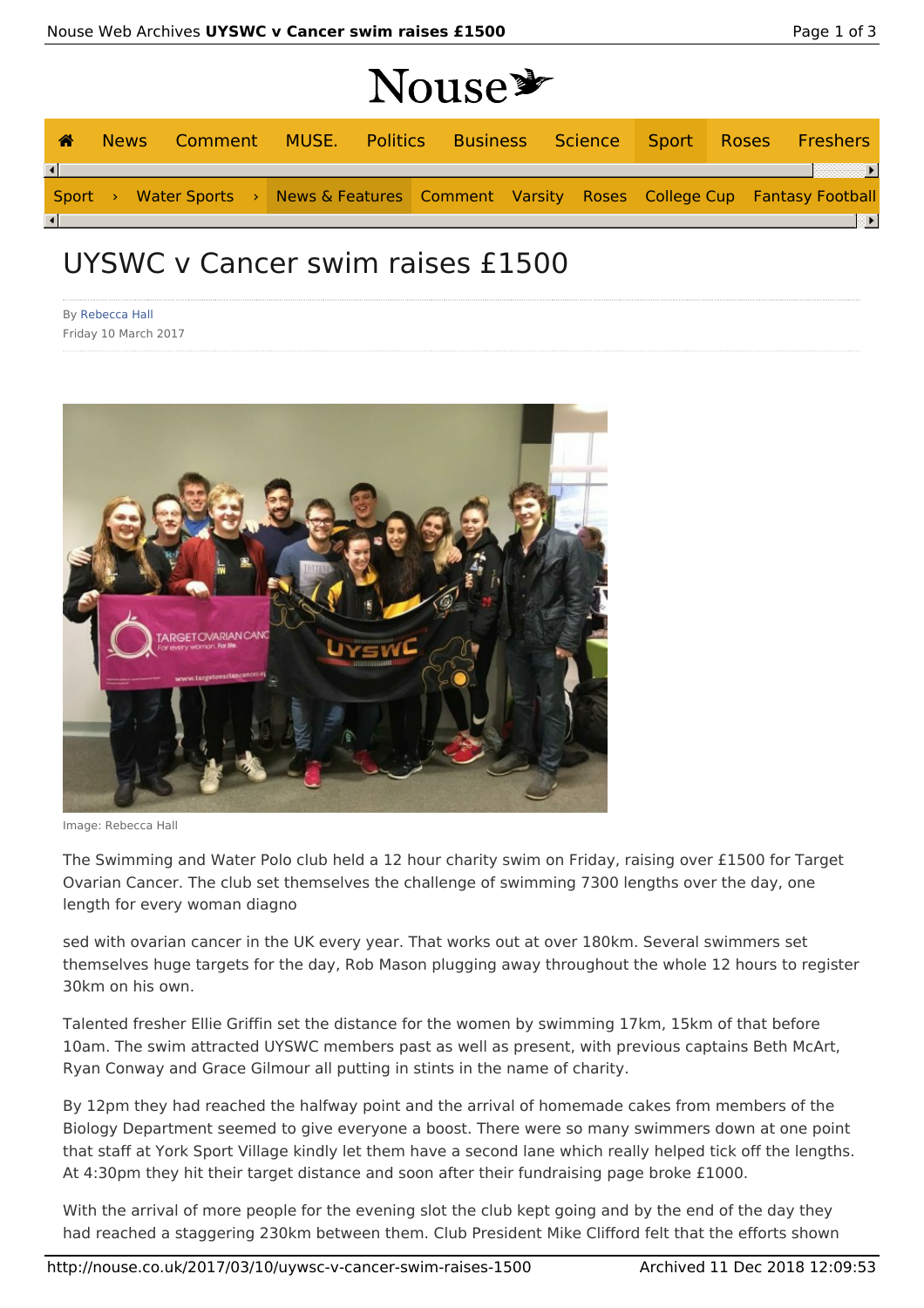# UYSWC v Cancer swim raises £1500

By Rebecca Hall
Friday 10 March 2017

Image: Rebecca Hall

The Swimming and Water Polo club held a 12 hour charity swim on Friday, raising over £1500 for Target Ovarian Cancer. The club set themselves the challenge of swimming 7300 lengths over the day, one length for every woman diagno

sed with ovarian cancer in the UK every year. That works out at over 180km. Several swimmers set themselves huge targets for the day, Rob Mason plugging away throughout the whole 12 hours to register 30km on his own.

Talented fresher Ellie Griffin set the distance for the women by swimming 17km, 15km of that before 10am. The swim attracted UYSWC members past as well as present, with previous captains Beth McArt, Ryan Conway and Grace Gilmour all putting in stints in the name of charity.

By 12pm they had reached the halfway point and the arrival of homemade cakes from members of the Biology Department seemed to give everyone a boost. There were so many swimmers down at one point that staff at York Sport Village kindly let them have a second lane which really helped tick off the lengths. At 4:30pm they hit their target distance and soon after their fundraising page broke £1000.

With the arrival of more people for the evening slot the club kept going and by the end of the day they had reached a staggering 230km between them. Club President Mike Clifford felt that the efforts shown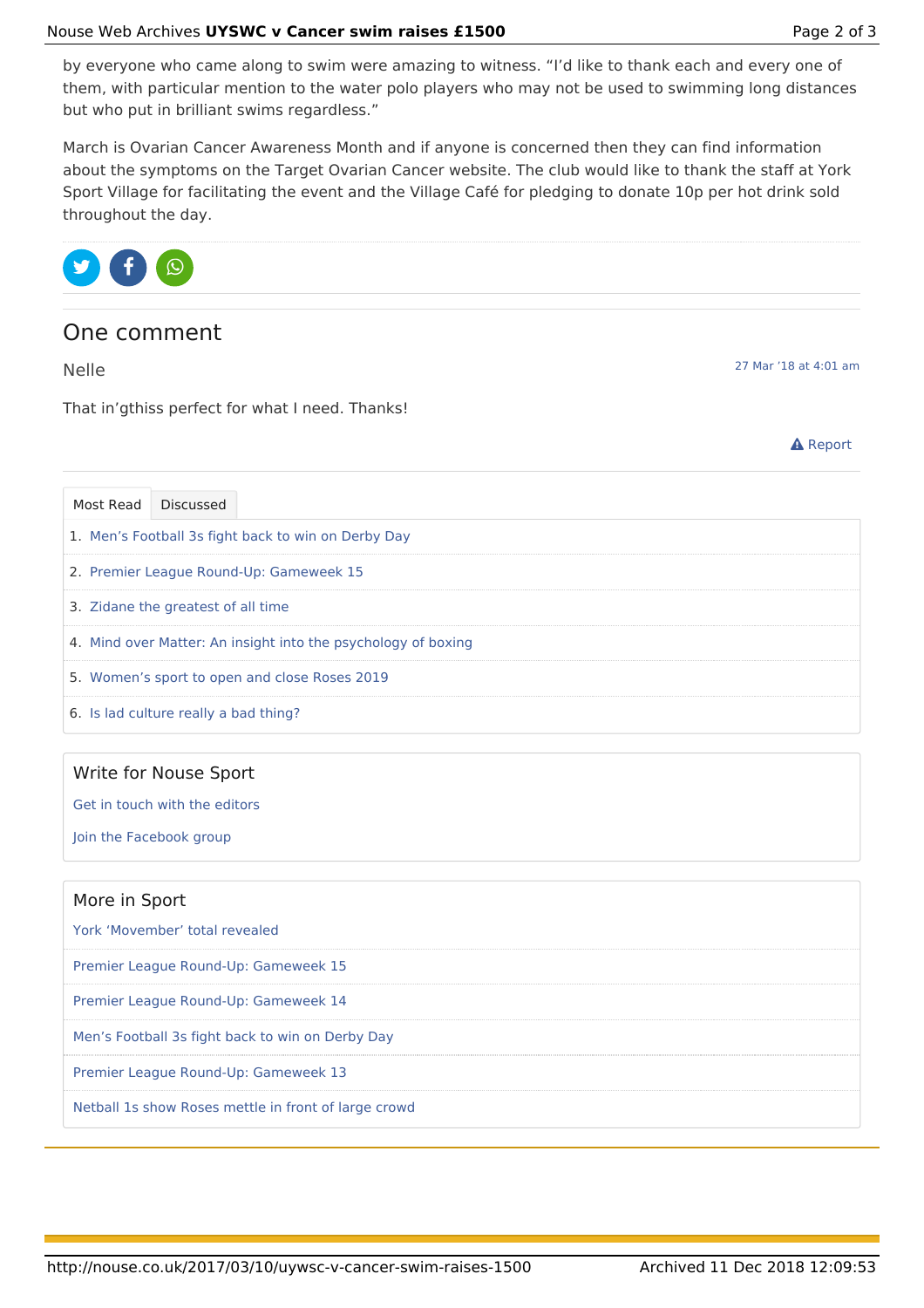by everyone who came along to swim were amazing to witness. “I’d like to thank each and every one of them, with particular mention to the water polo players who may not be used to swimming long distances but who put in brilliant swims regardless.”

March is Ovarian Cancer Awareness Month and if anyone is concerned then they can find information about the symptoms on the Target Ovarian Cancer website. The club would like to thank the staff at York Sport Village for facilitating the event and the Village Café for pledging to donate 10p per hot drink sold throughout the day.

## One comment

Nelle

27 Mar ’18 at 4:01 am

That in’gthiss perfect for what I need. Thanks!

Report

Most Read | Discussed

1. Men’s Football 3s fight back to win on Derby Day
2. Premier League Round-Up: Gameweek 15
3. Zidane the greatest of all time
4. Mind over Matter: An insight into the psychology of boxing
5. Women’s sport to open and close Roses 2019
6. Is lad culture really a bad thing?

### Write for Nouse Sport

Get in touch with the editors

Join the Facebook group

### More in Sport

York ‘Movember’ total revealed

Premier League Round-Up: Gameweek 15

Premier League Round-Up: Gameweek 14

Men’s Football 3s fight back to win on Derby Day

Premier League Round-Up: Gameweek 13

Netball 1s show Roses mettle in front of large crowd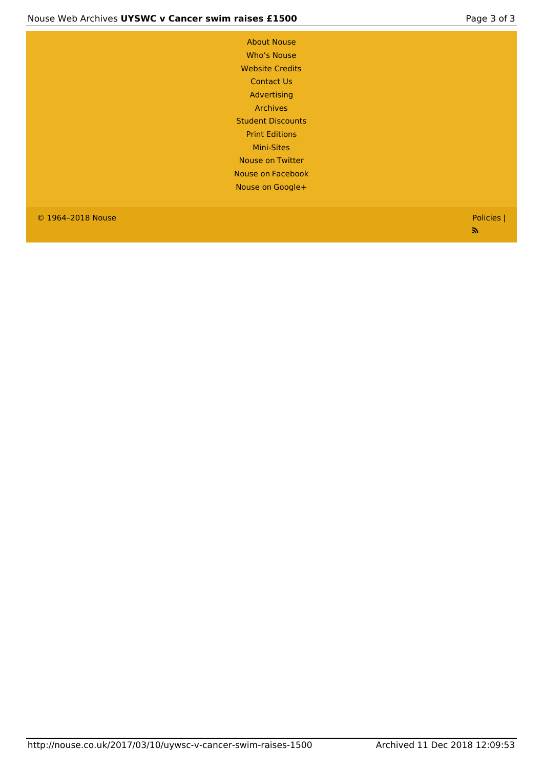About Nouse
Who's Nouse
Website Credits
Contact Us
Advertising
Archives
Student Discounts
Print Editions
Mini-Sites
Nouse on Twitter
Nouse on Facebook
Nouse on Google+

© 1964–2018 Nouse

Policies |